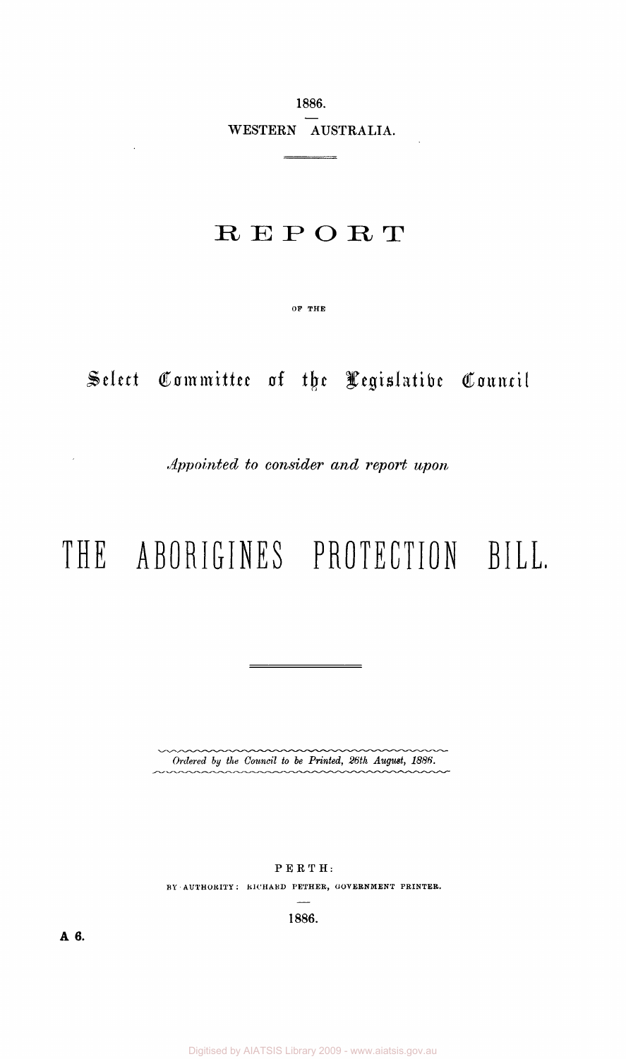1886.

WESTERN AUSTRALIA.

# REPORT

OF THE

## Select Committee of the Legislative Council

*Appointed to consider and report upon*

# THE ABORIGINES PROTECTION BILL.

*Ordered by the Council to be Printed, 26th August, 1886.*

PERTH:

BY AUTHORITY: RICHARD PETHER, GOVERNMENT PRINTER.

1886.

**A 6.**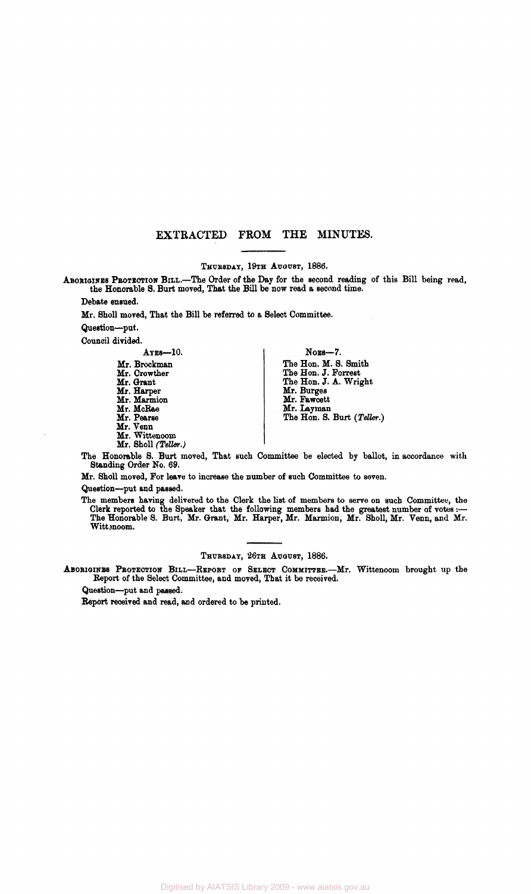## EXTRACTED FROM THE MINUTES.

THURSDAY, 19TH AUGUST, 1886.

**ABORIGINES PROTECTION BILL.**—The Order of the Day for the second reading of this Bill being read, the Honorable S. Burt moved, That the Bill be now read a second time.

Debate ensued.

Mr. Sholl moved, That the Bill be referred to a Select Committee.

Question—put.

Council divided.

| AYES—10. | NOES—7. |
|---|---|
| Mr. Brockman | The Hon. M. S. Smith |
| Mr. Crowther | The Hon. J. Forrest |
| Mr. Grant | The Hon. J. A. Wright |
| Mr. Harper | Mr. Burges |
| Mr. Marmion | Mr. Fawcett |
| Mr. McRae | Mr. Layman |
| Mr. Pearse | The Hon. S. Burt (*Teller.*) |
| Mr. Venn | |
| Mr. Wittenoom | |
| Mr. Sholl (*Teller.*) | |

The Honorable S. Burt moved, That such Committee be elected by ballot, in accordance with Standing Order No. 69.

Mr. Sholl moved, For leave to increase the number of such Committee to seven.

Question—put and passed.

The members having delivered to the Clerk the list of members to serve on such Committee, the Clerk reported to the Speaker that the following members had the greatest number of votes:—The Honorable S. Burt, Mr. Grant, Mr. Harper, Mr. Marmion, Mr. Sholl, Mr. Venn, and Mr. Wittenoom.

THURSDAY, 26TH AUGUST, 1886.

**ABORIGINES PROTECTION BILL—REPORT OF SELECT COMMITTEE.**—Mr. Wittenoom brought up the Report of the Select Committee, and moved, That it be received.

Question—put and passed.

Report received and read, and ordered to be printed.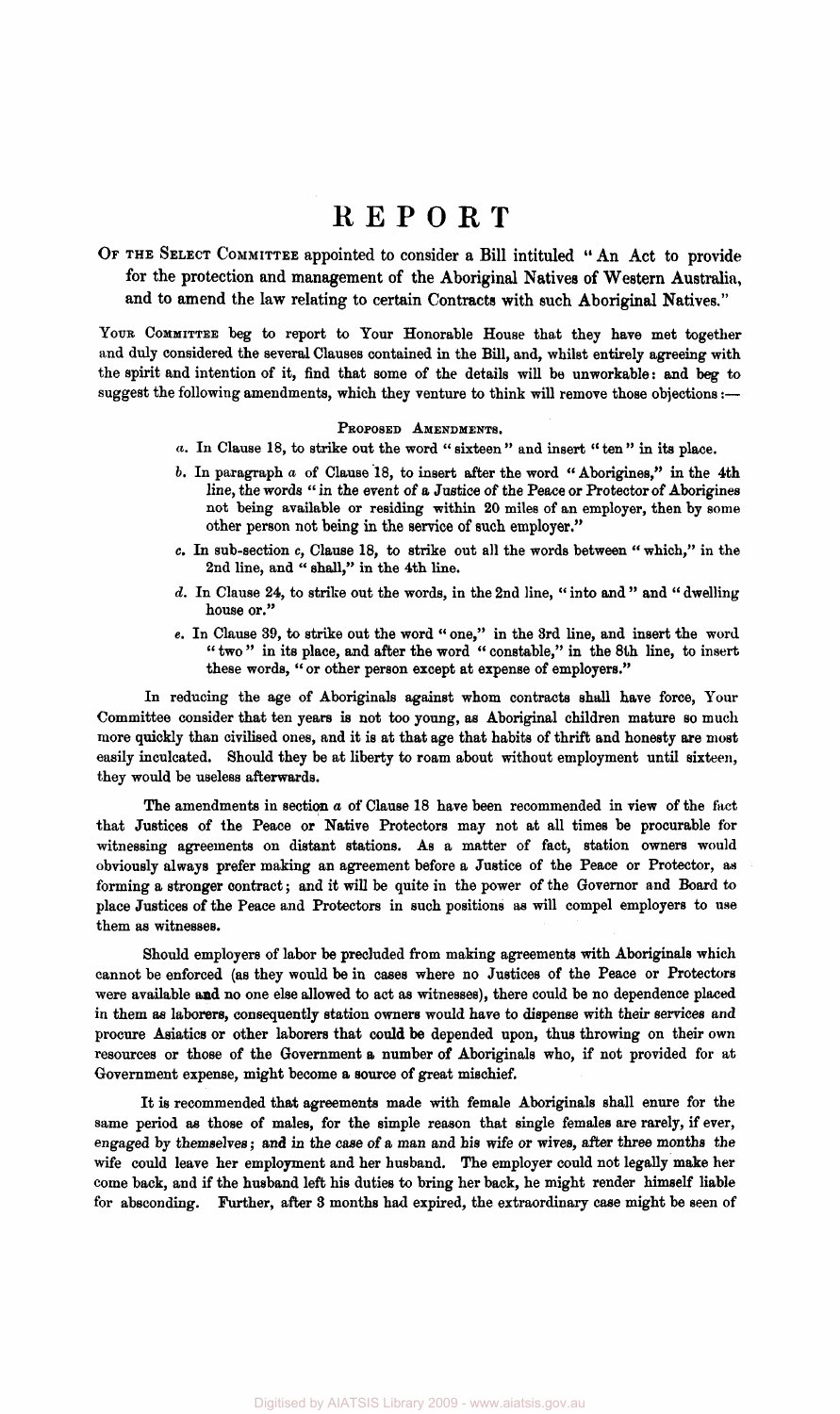# REPORT

OF THE SELECT COMMITTEE appointed to consider a Bill intituled "An Act to provide for the protection and management of the Aboriginal Natives of Western Australia, and to amend the law relating to certain Contracts with such Aboriginal Natives."

YOUR COMMITTEE beg to report to Your Honorable House that they have met together and duly considered the several Clauses contained in the Bill, and, whilst entirely agreeing with the spirit and intention of it, find that some of the details will be unworkable: and beg to suggest the following amendments, which they venture to think will remove those objections:—

PROPOSED AMENDMENTS.

*a*. In Clause 18, to strike out the word "sixteen" and insert "ten" in its place.

*b*. In paragraph *a* of Clause 18, to insert after the word "Aborigines," in the 4th line, the words "in the event of a Justice of the Peace or Protector of Aborigines not being available or residing within 20 miles of an employer, then by some other person not being in the service of such employer."

*c*. In sub-section *c*, Clause 18, to strike out all the words between "which," in the 2nd line, and "shall," in the 4th line.

*d*. In Clause 24, to strike out the words, in the 2nd line, "into and" and "dwelling house or."

*e*. In Clause 39, to strike out the word "one," in the 3rd line, and insert the word "two" in its place, and after the word "constable," in the 8th line, to insert these words, "or other person except at expense of employers."

In reducing the age of Aboriginals against whom contracts shall have force, Your Committee consider that ten years is not too young, as Aboriginal children mature so much more quickly than civilised ones, and it is at that age that habits of thrift and honesty are most easily inculcated. Should they be at liberty to roam about without employment until sixteen, they would be useless afterwards.

The amendments in section *a* of Clause 18 have been recommended in view of the fact that Justices of the Peace or Native Protectors may not at all times be procurable for witnessing agreements on distant stations. As a matter of fact, station owners would obviously always prefer making an agreement before a Justice of the Peace or Protector, as forming a stronger contract; and it will be quite in the power of the Governor and Board to place Justices of the Peace and Protectors in such positions as will compel employers to use them as witnesses.

Should employers of labor be precluded from making agreements with Aboriginals which cannot be enforced (as they would be in cases where no Justices of the Peace or Protectors were available and no one else allowed to act as witnesses), there could be no dependence placed in them as laborers, consequently station owners would have to dispense with their services and procure Asiatics or other laborers that could be depended upon, thus throwing on their own resources or those of the Government a number of Aboriginals who, if not provided for at Government expense, might become a source of great mischief.

It is recommended that agreements made with female Aboriginals shall enure for the same period as those of males, for the simple reason that single females are rarely, if ever, engaged by themselves; and in the case of a man and his wife or wives, after three months the wife could leave her employment and her husband. The employer could not legally make her come back, and if the husband left his duties to bring her back, he might render himself liable for absconding. Further, after 3 months had expired, the extraordinary case might be seen of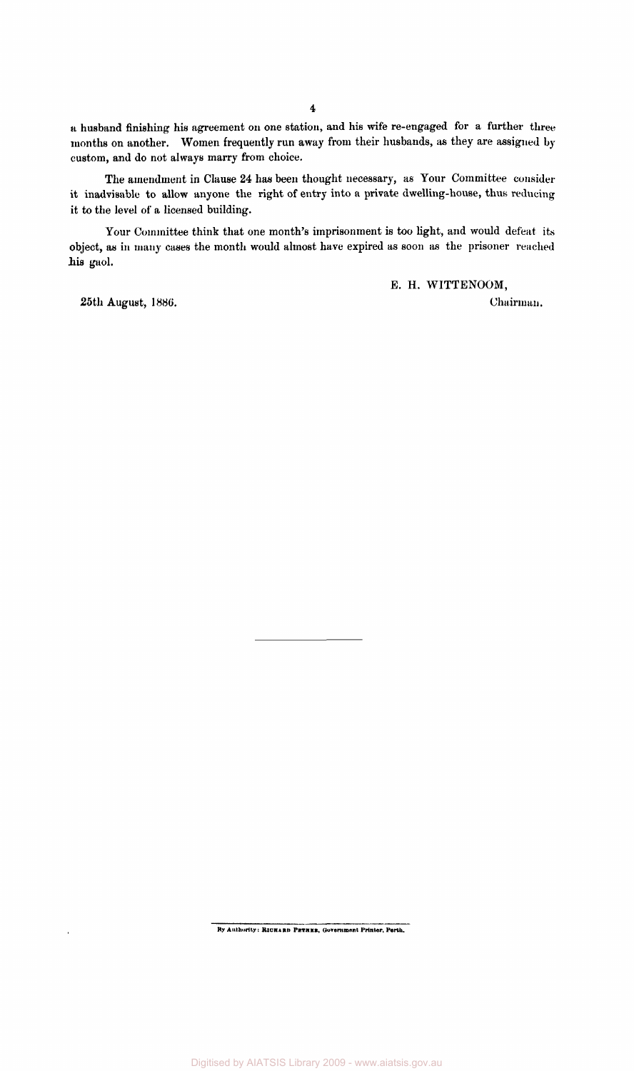a husband finishing his agreement on one station, and his wife re-engaged for a further three months on another. Women frequently run away from their husbands, as they are assigned by custom, and do not always marry from choice.

The amendment in Clause 24 has been thought necessary, as Your Committee consider it inadvisable to allow anyone the right of entry into a private dwelling-house, thus reducing it to the level of a licensed building.

Your Committee think that one month's imprisonment is too light, and would defeat its object, as in many cases the month would almost have expired as soon as the prisoner reached his gaol.

E. H. WITTENOOM,
Chairman.

25th August, 1886.

---

By Authority: RICHARD PETHER, Government Printer, Perth.